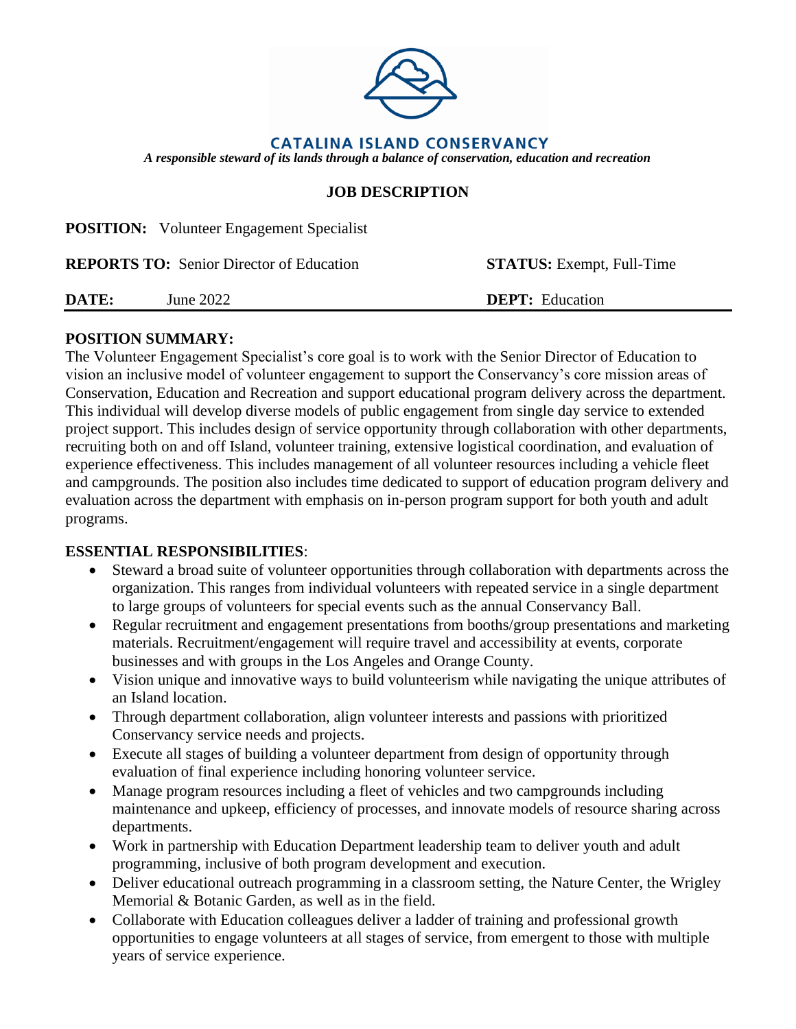# CATALINA ISLAND CONSERVANCY

*A responsible steward of its lands through a balance of conservation, education and recreation*

## JOB DESCRIPTION

**POSITION:** Volunteer Engagement Specialist

**REPORTS TO:** Senior Director of Education **STATUS:** Exempt, Full-Time

**DATE:** June 2022 **DEPT:** Education

---

### POSITION SUMMARY:

The Volunteer Engagement Specialist's core goal is to work with the Senior Director of Education to vision an inclusive model of volunteer engagement to support the Conservancy's core mission areas of Conservation, Education and Recreation and support educational program delivery across the department. This individual will develop diverse models of public engagement from single day service to extended project support. This includes design of service opportunity through collaboration with other departments, recruiting both on and off Island, volunteer training, extensive logistical coordination, and evaluation of experience effectiveness. This includes management of all volunteer resources including a vehicle fleet and campgrounds. The position also includes time dedicated to support of education program delivery and evaluation across the department with emphasis on in-person program support for both youth and adult programs.

### ESSENTIAL RESPONSIBILITIES:

- Steward a broad suite of volunteer opportunities through collaboration with departments across the organization. This ranges from individual volunteers with repeated service in a single department to large groups of volunteers for special events such as the annual Conservancy Ball.
- Regular recruitment and engagement presentations from booths/group presentations and marketing materials. Recruitment/engagement will require travel and accessibility at events, corporate businesses and with groups in the Los Angeles and Orange County.
- Vision unique and innovative ways to build volunteerism while navigating the unique attributes of an Island location.
- Through department collaboration, align volunteer interests and passions with prioritized Conservancy service needs and projects.
- Execute all stages of building a volunteer department from design of opportunity through evaluation of final experience including honoring volunteer service.
- Manage program resources including a fleet of vehicles and two campgrounds including maintenance and upkeep, efficiency of processes, and innovate models of resource sharing across departments.
- Work in partnership with Education Department leadership team to deliver youth and adult programming, inclusive of both program development and execution.
- Deliver educational outreach programming in a classroom setting, the Nature Center, the Wrigley Memorial & Botanic Garden, as well as in the field.
- Collaborate with Education colleagues deliver a ladder of training and professional growth opportunities to engage volunteers at all stages of service, from emergent to those with multiple years of service experience.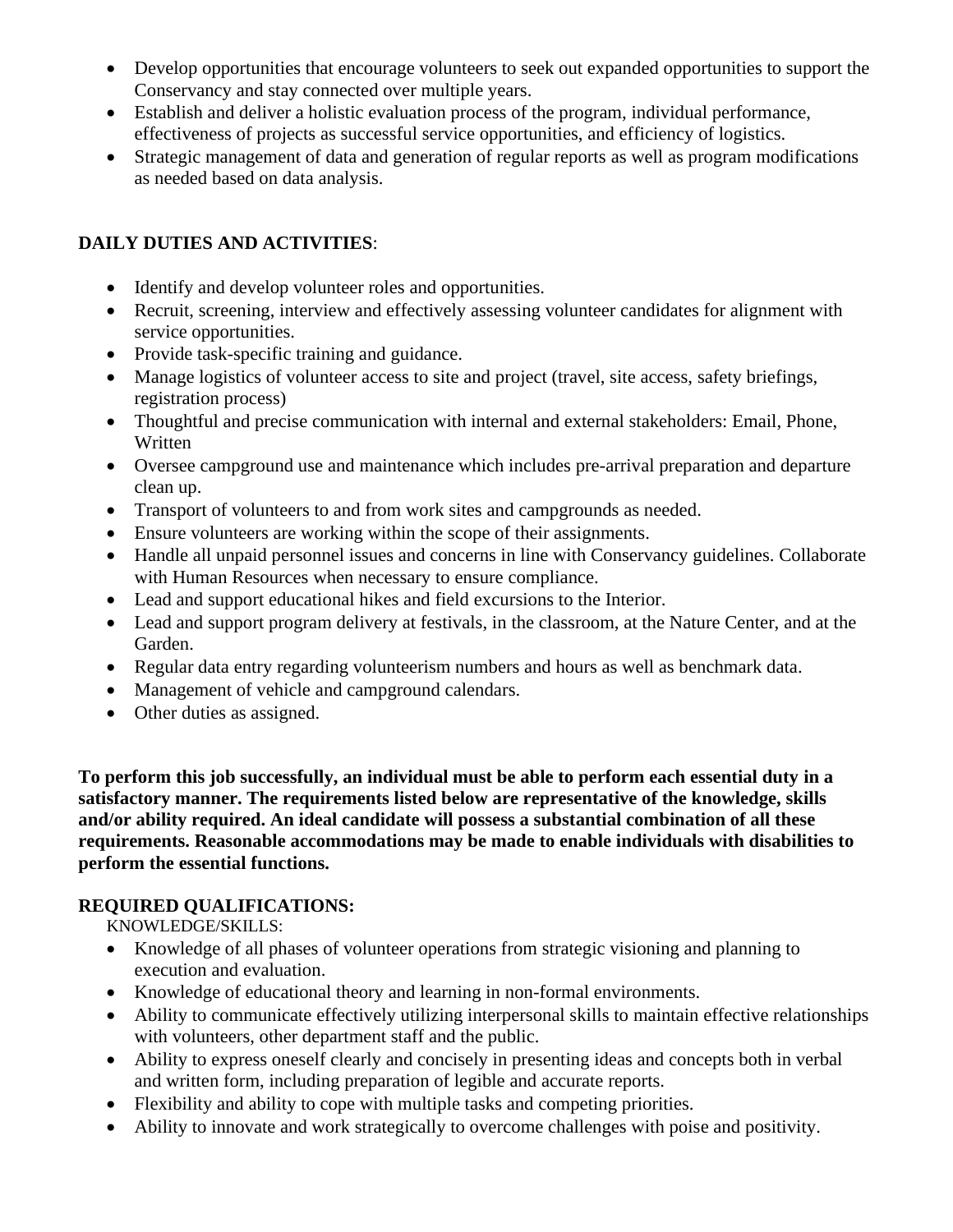- Develop opportunities that encourage volunteers to seek out expanded opportunities to support the Conservancy and stay connected over multiple years.
- Establish and deliver a holistic evaluation process of the program, individual performance, effectiveness of projects as successful service opportunities, and efficiency of logistics.
- Strategic management of data and generation of regular reports as well as program modifications as needed based on data analysis.

**DAILY DUTIES AND ACTIVITIES**:

- Identify and develop volunteer roles and opportunities.
- Recruit, screening, interview and effectively assessing volunteer candidates for alignment with service opportunities.
- Provide task-specific training and guidance.
- Manage logistics of volunteer access to site and project (travel, site access, safety briefings, registration process)
- Thoughtful and precise communication with internal and external stakeholders: Email, Phone, Written
- Oversee campground use and maintenance which includes pre-arrival preparation and departure clean up.
- Transport of volunteers to and from work sites and campgrounds as needed.
- Ensure volunteers are working within the scope of their assignments.
- Handle all unpaid personnel issues and concerns in line with Conservancy guidelines. Collaborate with Human Resources when necessary to ensure compliance.
- Lead and support educational hikes and field excursions to the Interior.
- Lead and support program delivery at festivals, in the classroom, at the Nature Center, and at the Garden.
- Regular data entry regarding volunteerism numbers and hours as well as benchmark data.
- Management of vehicle and campground calendars.
- Other duties as assigned.

**To perform this job successfully, an individual must be able to perform each essential duty in a satisfactory manner. The requirements listed below are representative of the knowledge, skills and/or ability required. An ideal candidate will possess a substantial combination of all these requirements. Reasonable accommodations may be made to enable individuals with disabilities to perform the essential functions.**

**REQUIRED QUALIFICATIONS:**

KNOWLEDGE/SKILLS:

- Knowledge of all phases of volunteer operations from strategic visioning and planning to execution and evaluation.
- Knowledge of educational theory and learning in non-formal environments.
- Ability to communicate effectively utilizing interpersonal skills to maintain effective relationships with volunteers, other department staff and the public.
- Ability to express oneself clearly and concisely in presenting ideas and concepts both in verbal and written form, including preparation of legible and accurate reports.
- Flexibility and ability to cope with multiple tasks and competing priorities.
- Ability to innovate and work strategically to overcome challenges with poise and positivity.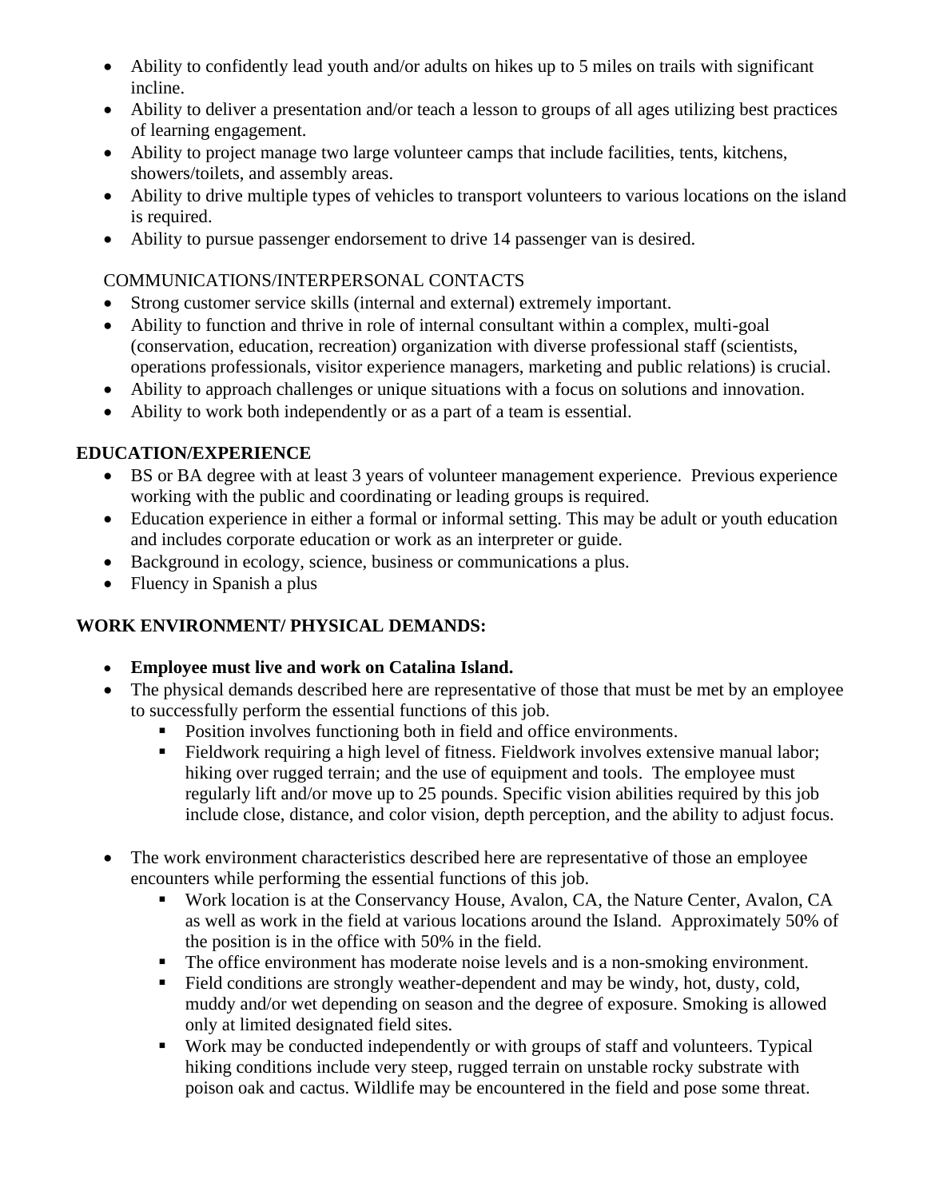- Ability to confidently lead youth and/or adults on hikes up to 5 miles on trails with significant incline.
- Ability to deliver a presentation and/or teach a lesson to groups of all ages utilizing best practices of learning engagement.
- Ability to project manage two large volunteer camps that include facilities, tents, kitchens, showers/toilets, and assembly areas.
- Ability to drive multiple types of vehicles to transport volunteers to various locations on the island is required.
- Ability to pursue passenger endorsement to drive 14 passenger van is desired.

COMMUNICATIONS/INTERPERSONAL CONTACTS

- Strong customer service skills (internal and external) extremely important.
- Ability to function and thrive in role of internal consultant within a complex, multi-goal (conservation, education, recreation) organization with diverse professional staff (scientists, operations professionals, visitor experience managers, marketing and public relations) is crucial.
- Ability to approach challenges or unique situations with a focus on solutions and innovation.
- Ability to work both independently or as a part of a team is essential.

**EDUCATION/EXPERIENCE**

- BS or BA degree with at least 3 years of volunteer management experience. Previous experience working with the public and coordinating or leading groups is required.
- Education experience in either a formal or informal setting. This may be adult or youth education and includes corporate education or work as an interpreter or guide.
- Background in ecology, science, business or communications a plus.
- Fluency in Spanish a plus

**WORK ENVIRONMENT/ PHYSICAL DEMANDS:**

- **Employee must live and work on Catalina Island.**
- The physical demands described here are representative of those that must be met by an employee to successfully perform the essential functions of this job.
  - Position involves functioning both in field and office environments.
  - Fieldwork requiring a high level of fitness. Fieldwork involves extensive manual labor; hiking over rugged terrain; and the use of equipment and tools. The employee must regularly lift and/or move up to 25 pounds. Specific vision abilities required by this job include close, distance, and color vision, depth perception, and the ability to adjust focus.
- The work environment characteristics described here are representative of those an employee encounters while performing the essential functions of this job.
  - Work location is at the Conservancy House, Avalon, CA, the Nature Center, Avalon, CA as well as work in the field at various locations around the Island. Approximately 50% of the position is in the office with 50% in the field.
  - The office environment has moderate noise levels and is a non-smoking environment.
  - Field conditions are strongly weather-dependent and may be windy, hot, dusty, cold, muddy and/or wet depending on season and the degree of exposure. Smoking is allowed only at limited designated field sites.
  - Work may be conducted independently or with groups of staff and volunteers. Typical hiking conditions include very steep, rugged terrain on unstable rocky substrate with poison oak and cactus. Wildlife may be encountered in the field and pose some threat.